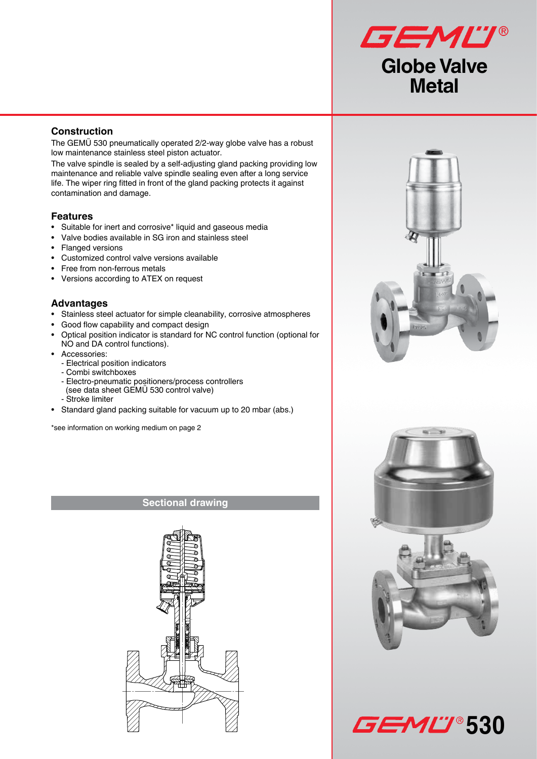# GEMÜ®

# Globe Valve Metal

## Construction

The GEMÜ 530 pneumatically operated 2/2-way globe valve has a robust low maintenance stainless steel piston actuator.

The valve spindle is sealed by a self-adjusting gland packing providing low maintenance and reliable valve spindle sealing even after a long service life. The wiper ring fitted in front of the gland packing protects it against contamination and damage.

## Features

- Suitable for inert and corrosive* liquid and gaseous media
- Valve bodies available in SG iron and stainless steel
- Flanged versions
- Customized control valve versions available
- Free from non-ferrous metals
- Versions according to ATEX on request

## Advantages

- Stainless steel actuator for simple cleanability, corrosive atmospheres
- Good flow capability and compact design
- Optical position indicator is standard for NC control function (optional for NO and DA control functions).
- Accessories:
  - Electrical position indicators
  - Combi switchboxes
  - Electro-pneumatic positioners/process controllers (see data sheet GEMÜ 530 control valve)
  - Stroke limiter
- Standard gland packing suitable for vacuum up to 20 mbar (abs.)

*see information on working medium on page 2

## Sectional drawing

GEMÜ® 530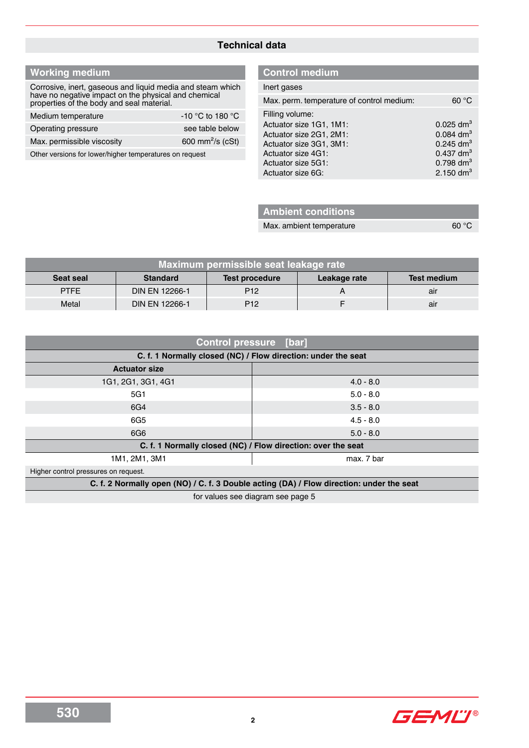# Technical data

## Working medium

Corrosive, inert, gaseous and liquid media and steam which have no negative impact on the physical and chemical properties of the body and seal material.

| | |
|---|---|
| Medium temperature | -10 °C to 180 °C |
| Operating pressure | see table below |
| Max. permissible viscosity | 600 mm²/s (cSt) |

Other versions for lower/higher temperatures on request

## Control medium

Inert gases

Max. perm. temperature of control medium: 60 °C

Filling volume:

| | |
|---|---|
| Actuator size 1G1, 1M1: | 0.025 dm³ |
| Actuator size 2G1, 2M1: | 0.084 dm³ |
| Actuator size 3G1, 3M1: | 0.245 dm³ |
| Actuator size 4G1: | 0.437 dm³ |
| Actuator size 5G1: | 0.798 dm³ |
| Actuator size 6G: | 2.150 dm³ |

## Ambient conditions

Max. ambient temperature 60 °C

## Maximum permissible seat leakage rate

| Seat seal | Standard | Test procedure | Leakage rate | Test medium |
|---|---|---|---|---|
| PTFE | DIN EN 12266-1 | P12 | A | air |
| Metal | DIN EN 12266-1 | P12 | F | air |

## Control pressure [bar]

| C. f. 1 Normally closed (NC) / Flow direction: under the seat | |
|---|---|
| **Actuator size** | |
| 1G1, 2G1, 3G1, 4G1 | 4.0 - 8.0 |
| 5G1 | 5.0 - 8.0 |
| 6G4 | 3.5 - 8.0 |
| 6G5 | 4.5 - 8.0 |
| 6G6 | 5.0 - 8.0 |
| **C. f. 1 Normally closed (NC) / Flow direction: over the seat** | |
| 1M1, 2M1, 3M1 | max. 7 bar |

Higher control pressures on request.

**C. f. 2 Normally open (NO) / C. f. 3 Double acting (DA) / Flow direction: under the seat**

for values see diagram see page 5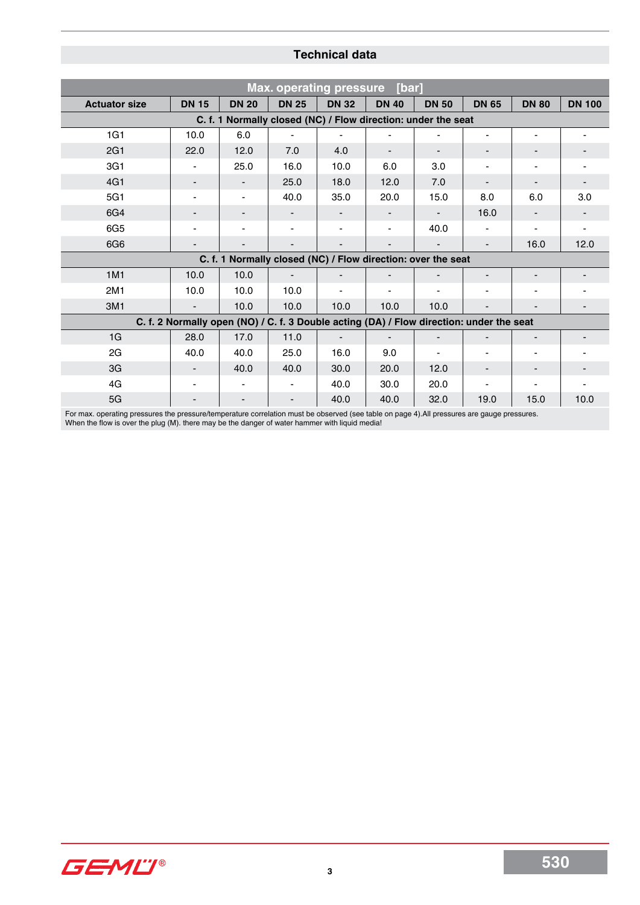## Technical data

| Max. operating pressure [bar] | | | | | | | | | |
|---|---|---|---|---|---|---|---|---|---|
| **Actuator size** | **DN 15** | **DN 20** | **DN 25** | **DN 32** | **DN 40** | **DN 50** | **DN 65** | **DN 80** | **DN 100** |
| **C. f. 1 Normally closed (NC) / Flow direction: under the seat** | | | | | | | | | |
| 1G1 | 10.0 | 6.0 | - | - | - | - | - | - | - |
| 2G1 | 22.0 | 12.0 | 7.0 | 4.0 | - | - | - | - | - |
| 3G1 | - | 25.0 | 16.0 | 10.0 | 6.0 | 3.0 | - | - | - |
| 4G1 | - | - | 25.0 | 18.0 | 12.0 | 7.0 | - | - | - |
| 5G1 | - | - | 40.0 | 35.0 | 20.0 | 15.0 | 8.0 | 6.0 | 3.0 |
| 6G4 | - | - | - | - | - | - | 16.0 | - | - |
| 6G5 | - | - | - | - | - | 40.0 | - | - | - |
| 6G6 | - | - | - | - | - | - | - | 16.0 | 12.0 |
| **C. f. 1 Normally closed (NC) / Flow direction: over the seat** | | | | | | | | | |
| 1M1 | 10.0 | 10.0 | - | - | - | - | - | - | - |
| 2M1 | 10.0 | 10.0 | 10.0 | - | - | - | - | - | - |
| 3M1 | - | 10.0 | 10.0 | 10.0 | 10.0 | 10.0 | - | - | - |
| **C. f. 2 Normally open (NO) / C. f. 3 Double acting (DA) / Flow direction: under the seat** | | | | | | | | | |
| 1G | 28.0 | 17.0 | 11.0 | - | - | - | - | - | - |
| 2G | 40.0 | 40.0 | 25.0 | 16.0 | 9.0 | - | - | - | - |
| 3G | - | 40.0 | 40.0 | 30.0 | 20.0 | 12.0 | - | - | - |
| 4G | - | - | - | 40.0 | 30.0 | 20.0 | - | - | - |
| 5G | - | - | - | 40.0 | 40.0 | 32.0 | 19.0 | 15.0 | 10.0 |

For max. operating pressures the pressure/temperature correlation must be observed (see table on page 4).All pressures are gauge pressures.
When the flow is over the plug (M). there may be the danger of water hammer with liquid media!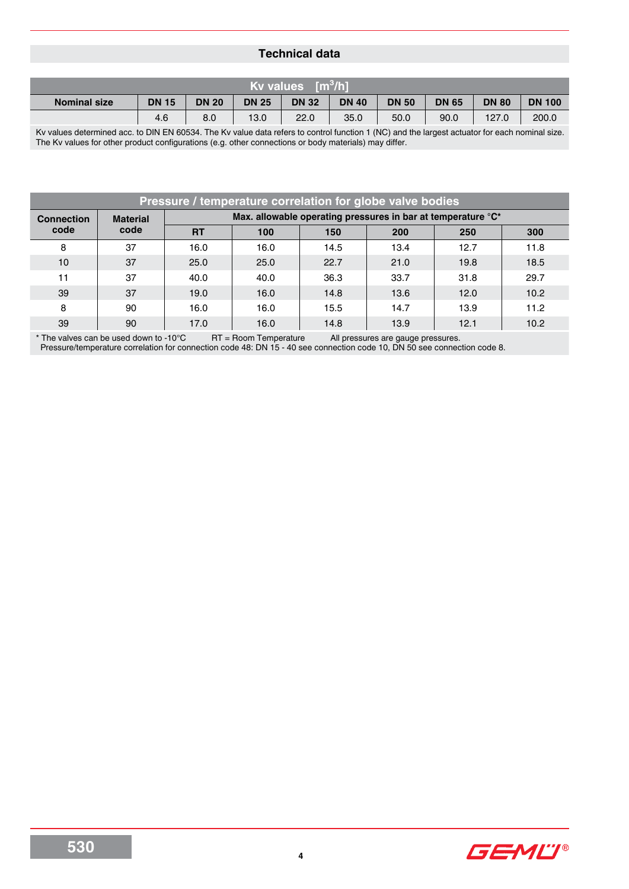## Technical data

| Kv values [m³/h] | | | | | | | | | |
|---|---|---|---|---|---|---|---|---|---|
| **Nominal size** | **DN 15** | **DN 20** | **DN 25** | **DN 32** | **DN 40** | **DN 50** | **DN 65** | **DN 80** | **DN 100** |
| | 4.6 | 8.0 | 13.0 | 22.0 | 35.0 | 50.0 | 90.0 | 127.0 | 200.0 |

Kv values determined acc. to DIN EN 60534. The Kv value data refers to control function 1 (NC) and the largest actuator for each nominal size. The Kv values for other product configurations (e.g. other connections or body materials) may differ.

| Pressure / temperature correlation for globe valve bodies | | | | | | | |
|---|---|---|---|---|---|---|---|
| **Connection code** | **Material code** | **Max. allowable operating pressures in bar at temperature °C*** | | | | | |
| | | **RT** | **100** | **150** | **200** | **250** | **300** |
| 8 | 37 | 16.0 | 16.0 | 14.5 | 13.4 | 12.7 | 11.8 |
| 10 | 37 | 25.0 | 25.0 | 22.7 | 21.0 | 19.8 | 18.5 |
| 11 | 37 | 40.0 | 40.0 | 36.3 | 33.7 | 31.8 | 29.7 |
| 39 | 37 | 19.0 | 16.0 | 14.8 | 13.6 | 12.0 | 10.2 |
| 8 | 90 | 16.0 | 16.0 | 15.5 | 14.7 | 13.9 | 11.2 |
| 39 | 90 | 17.0 | 16.0 | 14.8 | 13.9 | 12.1 | 10.2 |

* The valves can be used down to -10°C  RT = Room Temperature  All pressures are gauge pressures.
Pressure/temperature correlation for connection code 48: DN 15 - 40 see connection code 10, DN 50 see connection code 8.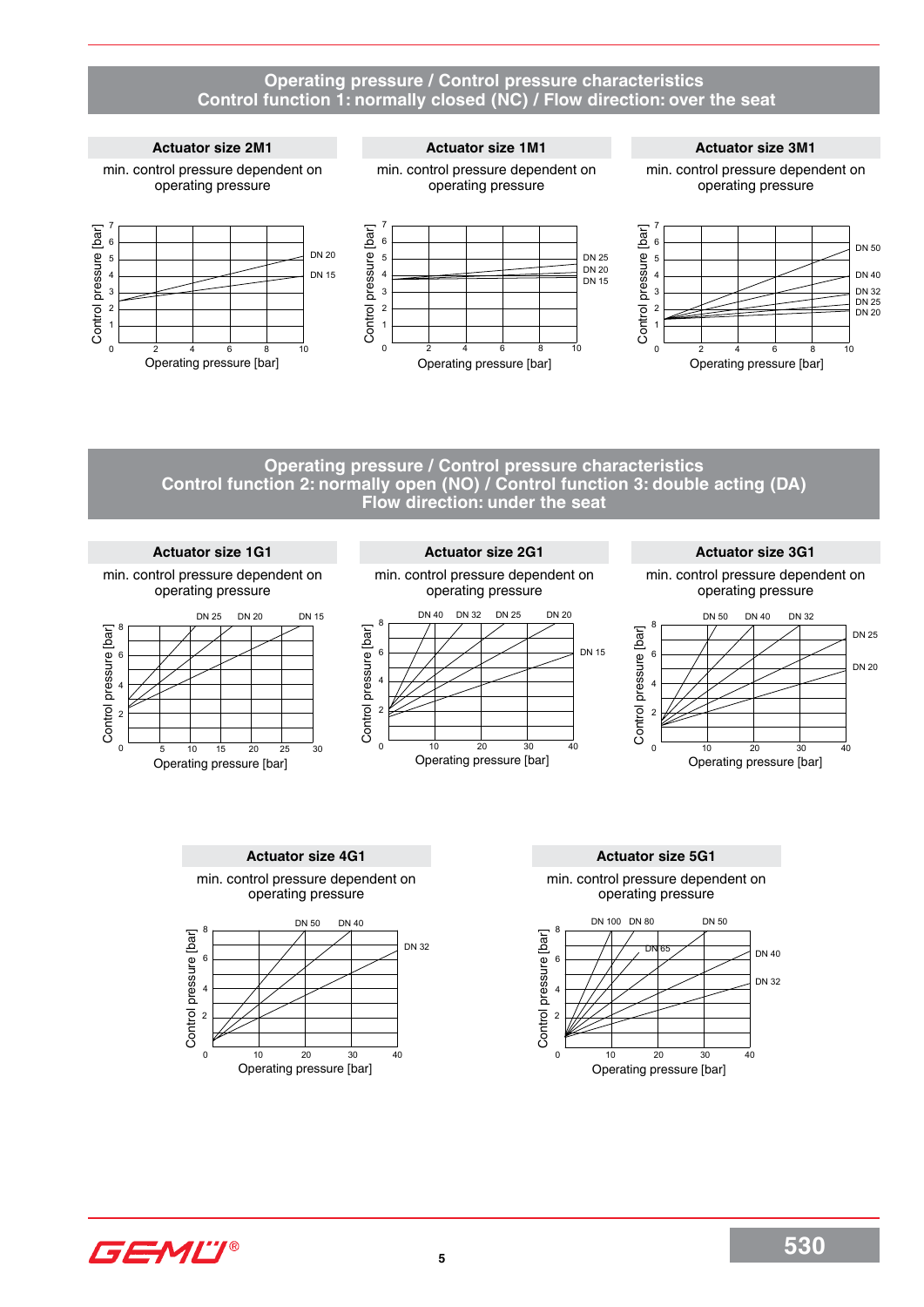## Operating pressure / Control pressure characteristics
## Control function 1: normally closed (NC) / Flow direction: over the seat

### Actuator size 2M1

min. control pressure dependent on operating pressure

Control pressure [bar] (0–7) vs. Operating pressure [bar] (0–10): DN 20, DN 15

### Actuator size 1M1

min. control pressure dependent on operating pressure

Control pressure [bar] (0–7) vs. Operating pressure [bar] (0–10): DN 25, DN 20, DN 15

### Actuator size 3M1

min. control pressure dependent on operating pressure

Control pressure [bar] (0–7) vs. Operating pressure [bar] (0–10): DN 50, DN 40, DN 32, DN 25, DN 20

## Operating pressure / Control pressure characteristics
## Control function 2: normally open (NO) / Control function 3: double acting (DA)
## Flow direction: under the seat

### Actuator size 1G1

min. control pressure dependent on operating pressure

Control pressure [bar] (0–8) vs. Operating pressure [bar] (0–30): DN 25, DN 20, DN 15

### Actuator size 2G1

min. control pressure dependent on operating pressure

Control pressure [bar] (0–8) vs. Operating pressure [bar] (0–40): DN 40, DN 32, DN 25, DN 20, DN 15

### Actuator size 3G1

min. control pressure dependent on operating pressure

Control pressure [bar] (0–8) vs. Operating pressure [bar] (0–40): DN 50, DN 40, DN 32, DN 25, DN 20

### Actuator size 4G1

min. control pressure dependent on operating pressure

Control pressure [bar] (0–8) vs. Operating pressure [bar] (0–40): DN 50, DN 40, DN 32

### Actuator size 5G1

min. control pressure dependent on operating pressure

Control pressure [bar] (0–8) vs. Operating pressure [bar] (0–40): DN 100, DN 80, DN 65, DN 50, DN 40, DN 32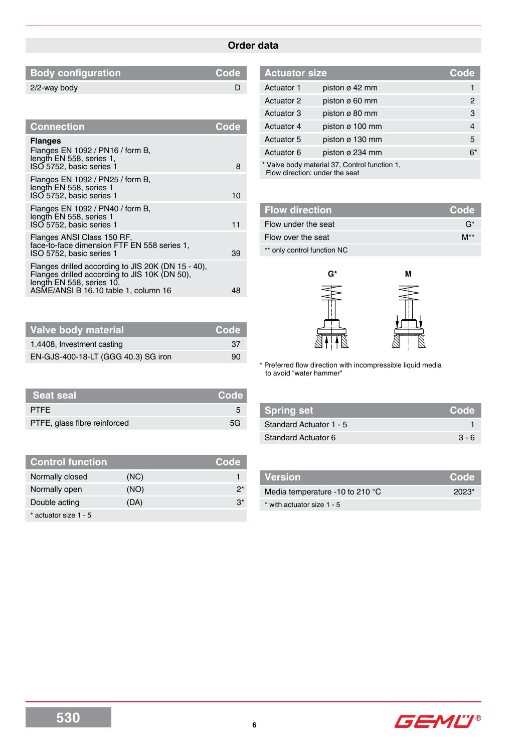## Order data

| Body configuration | Code |
|---|---|
| 2/2-way body | D |

| Connection | Code |
|---|---|
| **Flanges**<br>Flanges EN 1092 / PN16 / form B, length EN 558, series 1, ISO 5752, basic series 1 | 8 |
| Flanges EN 1092 / PN25 / form B, length EN 558, series 1 ISO 5752, basic series 1 | 10 |
| Flanges EN 1092 / PN40 / form B, length EN 558, series 1 ISO 5752, basic series 1 | 11 |
| Flanges ANSI Class 150 RF, face-to-face dimension FTF EN 558 series 1, ISO 5752, basic series 1 | 39 |
| Flanges drilled according to JIS 20K (DN 15 - 40), Flanges drilled according to JIS 10K (DN 50), length EN 558, series 10, ASME/ANSI B 16.10 table 1, column 16 | 48 |

| Valve body material | Code |
|---|---|
| 1.4408, Investment casting | 37 |
| EN-GJS-400-18-LT (GGG 40.3) SG iron | 90 |

| Seat seal | Code |
|---|---|
| PTFE | 5 |
| PTFE, glass fibre reinforced | 5G |

| Control function | | Code |
|---|---|---|
| Normally closed | (NC) | 1 |
| Normally open | (NO) | 2* |
| Double acting | (DA) | 3* |

* actuator size 1 - 5

| Actuator size | | Code |
|---|---|---|
| Actuator 1 | piston ø 42 mm | 1 |
| Actuator 2 | piston ø 60 mm | 2 |
| Actuator 3 | piston ø 80 mm | 3 |
| Actuator 4 | piston ø 100 mm | 4 |
| Actuator 5 | piston ø 130 mm | 5 |
| Actuator 6 | piston ø 234 mm | 6* |

* Valve body material 37, Control function 1, Flow direction: under the seat

| Flow direction | Code |
|---|---|
| Flow under the seat | G* |
| Flow over the seat | M** |

** only control function NC

G*   M

* Preferred flow direction with incompressible liquid media to avoid “water hammer“

| Spring set | Code |
|---|---|
| Standard Actuator 1 - 5 | 1 |
| Standard Actuator 6 | 3 - 6 |

| Version | Code |
|---|---|
| Media temperature -10 to 210 °C | 2023* |

* with actuator size 1 - 5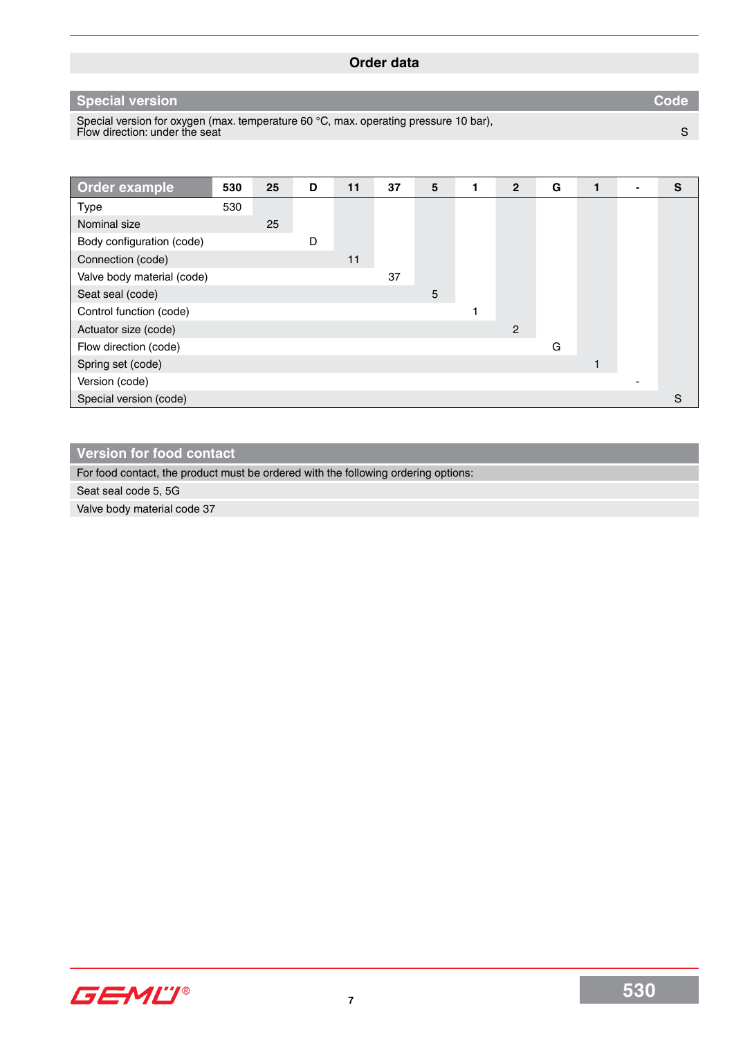## Order data

| Special version | Code |
|---|---|
| Special version for oxygen (max. temperature 60 °C, max. operating pressure 10 bar), Flow direction: under the seat | S |

| Order example | 530 | 25 | D | 11 | 37 | 5 | 1 | 2 | G | 1 | - | S |
|---|---|---|---|---|---|---|---|---|---|---|---|---|
| Type | 530 | | | | | | | | | | | |
| Nominal size | | 25 | | | | | | | | | | |
| Body configuration (code) | | | D | | | | | | | | | |
| Connection (code) | | | | 11 | | | | | | | | |
| Valve body material (code) | | | | | 37 | | | | | | | |
| Seat seal (code) | | | | | | 5 | | | | | | |
| Control function (code) | | | | | | | 1 | | | | | |
| Actuator size (code) | | | | | | | | 2 | | | | |
| Flow direction (code) | | | | | | | | | G | | | |
| Spring set (code) | | | | | | | | | | 1 | | |
| Version (code) | | | | | | | | | | | - | |
| Special version (code) | | | | | | | | | | | | S |

| Version for food contact |
|---|
| For food contact, the product must be ordered with the following ordering options: |
| Seat seal code 5, 5G |
| Valve body material code 37 |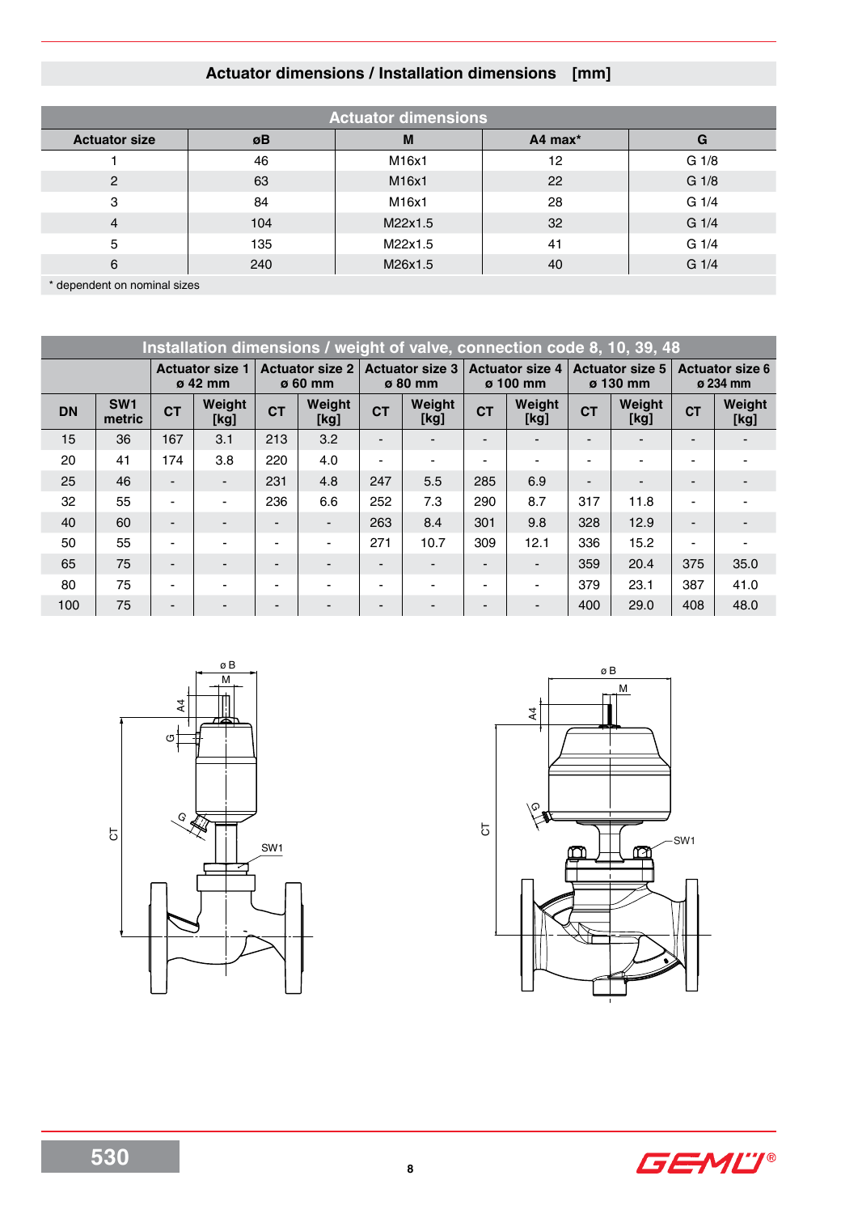## Actuator dimensions / Installation dimensions [mm]

| Actuator dimensions | | | | |
|---|---|---|---|---|
| **Actuator size** | **øB** | **M** | **A4 max*** | **G** |
| 1 | 46 | M16x1 | 12 | G 1/8 |
| 2 | 63 | M16x1 | 22 | G 1/8 |
| 3 | 84 | M16x1 | 28 | G 1/4 |
| 4 | 104 | M22x1.5 | 32 | G 1/4 |
| 5 | 135 | M22x1.5 | 41 | G 1/4 |
| 6 | 240 | M26x1.5 | 40 | G 1/4 |

* dependent on nominal sizes

| Installation dimensions / weight of valve, connection code 8, 10, 39, 48 | | | | | | | | | | | | | |
|---|---|---|---|---|---|---|---|---|---|---|---|---|---|
| | | Actuator size 1 ø 42 mm | | Actuator size 2 ø 60 mm | | Actuator size 3 ø 80 mm | | Actuator size 4 ø 100 mm | | Actuator size 5 ø 130 mm | | Actuator size 6 ø 234 mm | |
| **DN** | **SW1 metric** | **CT** | **Weight [kg]** | **CT** | **Weight [kg]** | **CT** | **Weight [kg]** | **CT** | **Weight [kg]** | **CT** | **Weight [kg]** | **CT** | **Weight [kg]** |
| 15 | 36 | 167 | 3.1 | 213 | 3.2 | - | - | - | - | - | - | - | - |
| 20 | 41 | 174 | 3.8 | 220 | 4.0 | - | - | - | - | - | - | - | - |
| 25 | 46 | - | - | 231 | 4.8 | 247 | 5.5 | 285 | 6.9 | - | - | - | - |
| 32 | 55 | - | - | 236 | 6.6 | 252 | 7.3 | 290 | 8.7 | 317 | 11.8 | - | - |
| 40 | 60 | - | - | - | - | 263 | 8.4 | 301 | 9.8 | 328 | 12.9 | - | - |
| 50 | 55 | - | - | - | - | 271 | 10.7 | 309 | 12.1 | 336 | 15.2 | - | - |
| 65 | 75 | - | - | - | - | - | - | - | - | 359 | 20.4 | 375 | 35.0 |
| 80 | 75 | - | - | - | - | - | - | - | - | 379 | 23.1 | 387 | 41.0 |
| 100 | 75 | - | - | - | - | - | - | - | - | 400 | 29.0 | 408 | 48.0 |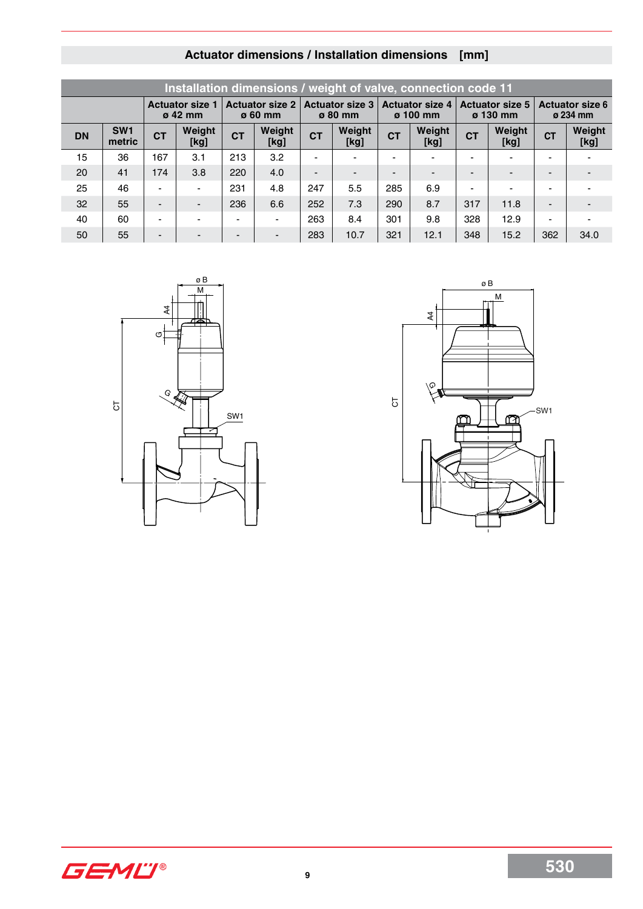## Actuator dimensions / Installation dimensions [mm]

| Installation dimensions / weight of valve, connection code 11 | | | | | | | | | | | | | |
|---|---|---|---|---|---|---|---|---|---|---|---|---|---|
| | | Actuator size 1 ø 42 mm | | Actuator size 2 ø 60 mm | | Actuator size 3 ø 80 mm | | Actuator size 4 ø 100 mm | | Actuator size 5 ø 130 mm | | Actuator size 6 ø 234 mm | |
| DN | SW1 metric | CT | Weight [kg] | CT | Weight [kg] | CT | Weight [kg] | CT | Weight [kg] | CT | Weight [kg] | CT | Weight [kg] |
| 15 | 36 | 167 | 3.1 | 213 | 3.2 | - | - | - | - | - | - | - | - |
| 20 | 41 | 174 | 3.8 | 220 | 4.0 | - | - | - | - | - | - | - | - |
| 25 | 46 | - | - | 231 | 4.8 | 247 | 5.5 | 285 | 6.9 | - | - | - | - |
| 32 | 55 | - | - | 236 | 6.6 | 252 | 7.3 | 290 | 8.7 | 317 | 11.8 | - | - |
| 40 | 60 | - | - | - | - | 263 | 8.4 | 301 | 9.8 | 328 | 12.9 | - | - |
| 50 | 55 | - | - | - | - | 283 | 10.7 | 321 | 12.1 | 348 | 15.2 | 362 | 34.0 |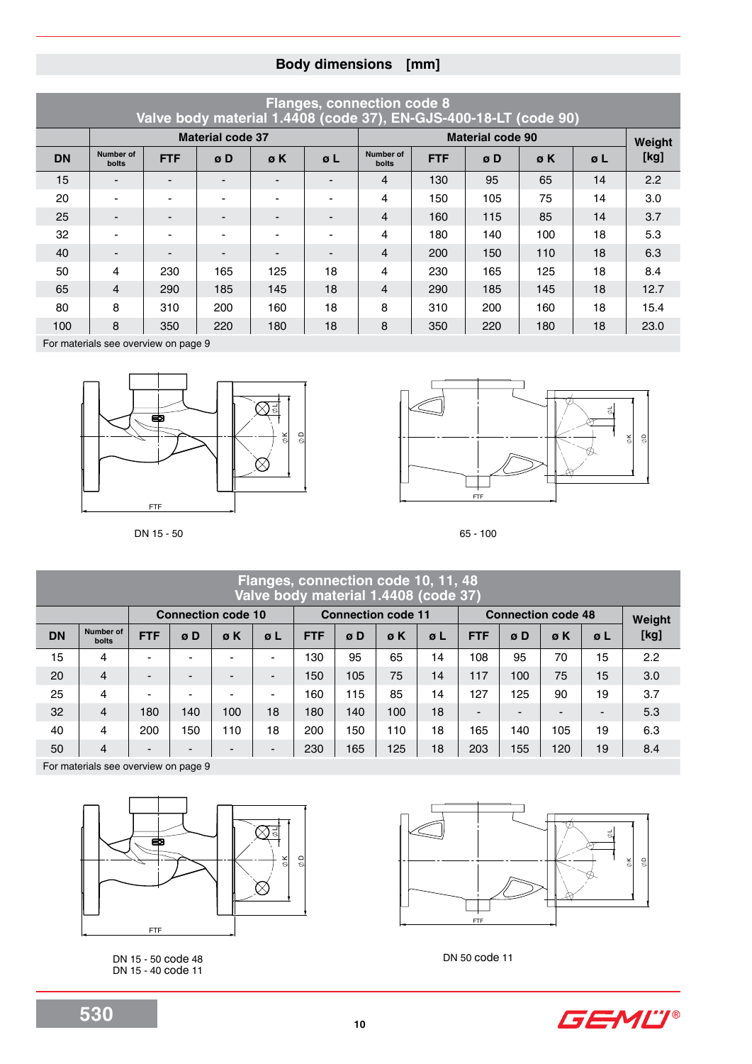## Body dimensions [mm]

| Flanges, connection code 8 Valve body material 1.4408 (code 37), EN-GJS-400-18-LT (code 90) | | | | | | | | | | | |
|---|---|---|---|---|---|---|---|---|---|---|---|
| | Material code 37 | | | | | Material code 90 | | | | | Weight [kg] |
| DN | Number of bolts | FTF | ø D | ø K | ø L | Number of bolts | FTF | ø D | ø K | ø L | |
| 15 | - | - | - | - | - | 4 | 130 | 95 | 65 | 14 | 2.2 |
| 20 | - | - | - | - | - | 4 | 150 | 105 | 75 | 14 | 3.0 |
| 25 | - | - | - | - | - | 4 | 160 | 115 | 85 | 14 | 3.7 |
| 32 | - | - | - | - | - | 4 | 180 | 140 | 100 | 18 | 5.3 |
| 40 | - | - | - | - | - | 4 | 200 | 150 | 110 | 18 | 6.3 |
| 50 | 4 | 230 | 165 | 125 | 18 | 4 | 230 | 165 | 125 | 18 | 8.4 |
| 65 | 4 | 290 | 185 | 145 | 18 | 4 | 290 | 185 | 145 | 18 | 12.7 |
| 80 | 8 | 310 | 200 | 160 | 18 | 8 | 310 | 200 | 160 | 18 | 15.4 |
| 100 | 8 | 350 | 220 | 180 | 18 | 8 | 350 | 220 | 180 | 18 | 23.0 |

For materials see overview on page 9

DN 15 - 50

65 - 100

| Flanges, connection code 10, 11, 48 Valve body material 1.4408 (code 37) | | | | | | | | | | | | | | |
|---|---|---|---|---|---|---|---|---|---|---|---|---|---|---|
| | | Connection code 10 | | | | Connection code 11 | | | | Connection code 48 | | | | Weight [kg] |
| DN | Number of bolts | FTF | ø D | ø K | ø L | FTF | ø D | ø K | ø L | FTF | ø D | ø K | ø L | |
| 15 | 4 | - | - | - | - | 130 | 95 | 65 | 14 | 108 | 95 | 70 | 15 | 2.2 |
| 20 | 4 | - | - | - | - | 150 | 105 | 75 | 14 | 117 | 100 | 75 | 15 | 3.0 |
| 25 | 4 | - | - | - | - | 160 | 115 | 85 | 14 | 127 | 125 | 90 | 19 | 3.7 |
| 32 | 4 | 180 | 140 | 100 | 18 | 180 | 140 | 100 | 18 | - | - | - | - | 5.3 |
| 40 | 4 | 200 | 150 | 110 | 18 | 200 | 150 | 110 | 18 | 165 | 140 | 105 | 19 | 6.3 |
| 50 | 4 | - | - | - | - | 230 | 165 | 125 | 18 | 203 | 155 | 120 | 19 | 8.4 |

For materials see overview on page 9

DN 15 - 50 code 48
DN 15 - 40 code 11

DN 50 code 11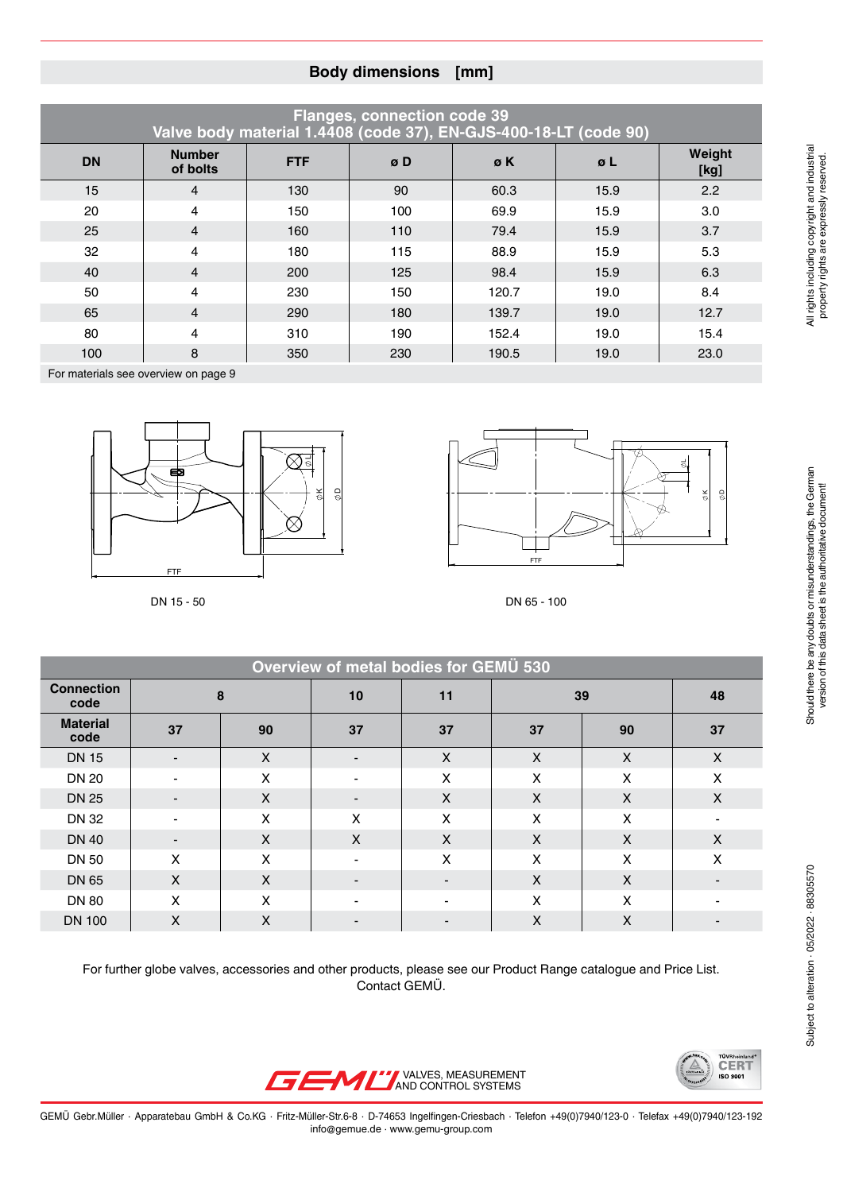## Body dimensions [mm]

| Flanges, connection code 39<br>Valve body material 1.4408 (code 37), EN-GJS-400-18-LT (code 90) | | | | | | |
|---|---|---|---|---|---|---|
| DN | Number of bolts | FTF | ø D | ø K | ø L | Weight [kg] |
| 15 | 4 | 130 | 90 | 60.3 | 15.9 | 2.2 |
| 20 | 4 | 150 | 100 | 69.9 | 15.9 | 3.0 |
| 25 | 4 | 160 | 110 | 79.4 | 15.9 | 3.7 |
| 32 | 4 | 180 | 115 | 88.9 | 15.9 | 5.3 |
| 40 | 4 | 200 | 125 | 98.4 | 15.9 | 6.3 |
| 50 | 4 | 230 | 150 | 120.7 | 19.0 | 8.4 |
| 65 | 4 | 290 | 180 | 139.7 | 19.0 | 12.7 |
| 80 | 4 | 310 | 190 | 152.4 | 19.0 | 15.4 |
| 100 | 8 | 350 | 230 | 190.5 | 19.0 | 23.0 |

For materials see overview on page 9

ØL
ØK
ØD
FTF

DN 15 - 50

ØL
ØK
ØD
FTF

DN 65 - 100

| Overview of metal bodies for GEMÜ 530 | | | | | | | |
|---|---|---|---|---|---|---|---|
| Connection code | 8 | | 10 | 11 | 39 | | 48 |
| Material code | 37 | 90 | 37 | 37 | 37 | 90 | 37 |
| DN 15 | - | X | - | X | X | X | X |
| DN 20 | - | X | - | X | X | X | X |
| DN 25 | - | X | - | X | X | X | X |
| DN 32 | - | X | X | X | X | X | - |
| DN 40 | - | X | X | X | X | X | X |
| DN 50 | X | X | - | X | X | X | X |
| DN 65 | X | X | - | - | X | X | - |
| DN 80 | X | X | - | - | X | X | - |
| DN 100 | X | X | - | - | X | X | - |

For further globe valves, accessories and other products, please see our Product Range catalogue and Price List. Contact GEMÜ.

GEMÜ VALVES, MEASUREMENT AND CONTROL SYSTEMS

TÜVRheinland CERT ISO 9001

GEMÜ Gebr.Müller · Apparatebau GmbH & Co.KG · Fritz-Müller-Str.6-8 · D-74653 Ingelfingen-Criesbach · Telefon +49(0)7940/123-0 · Telefax +49(0)7940/123-192
info@gemue.de · www.gemu-group.com

All rights including copyright and industrial property rights are expressly reserved.

Should there be any doubts or misunderstandings, the German version of this data sheet is the authoritative document!

Subject to alteration · 05/2022 · 88305570